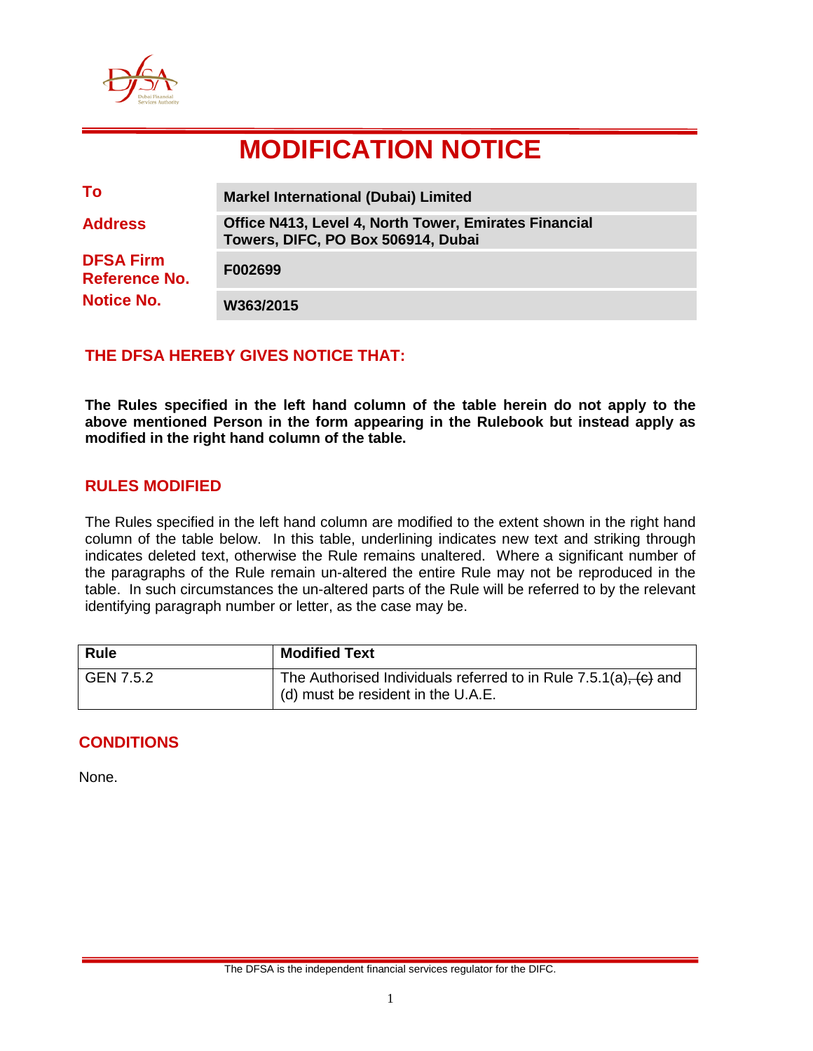# MODIFICATION NOTICE

| | |
|---|---|
| **To** | **Markel International (Dubai) Limited** |
| **Address** | **Office N413, Level 4, North Tower, Emirates Financial Towers, DIFC, PO Box 506914, Dubai** |
| **DFSA Firm Reference No.** | **F002699** |
| **Notice No.** | **W363/2015** |

## THE DFSA HEREBY GIVES NOTICE THAT:

**The Rules specified in the left hand column of the table herein do not apply to the above mentioned Person in the form appearing in the Rulebook but instead apply as modified in the right hand column of the table.**

## RULES MODIFIED

The Rules specified in the left hand column are modified to the extent shown in the right hand column of the table below. In this table, underlining indicates new text and striking through indicates deleted text, otherwise the Rule remains unaltered. Where a significant number of the paragraphs of the Rule remain un-altered the entire Rule may not be reproduced in the table. In such circumstances the un-altered parts of the Rule will be referred to by the relevant identifying paragraph number or letter, as the case may be.

| Rule | Modified Text |
|---|---|
| GEN 7.5.2 | The Authorised Individuals referred to in Rule 7.5.1(a)~~, (c)~~ and (d) must be resident in the U.A.E. |

## CONDITIONS

None.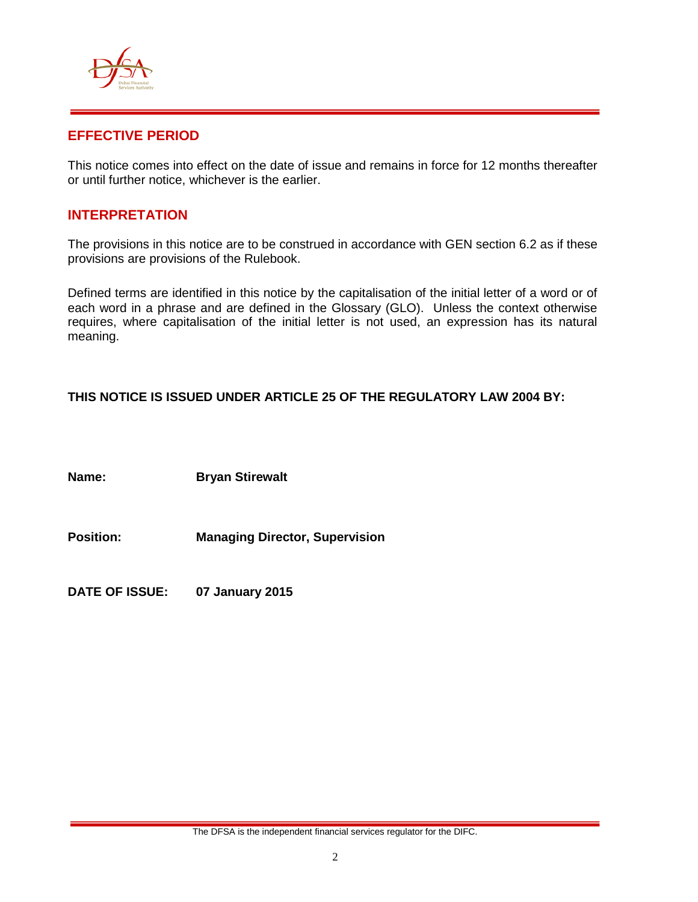## EFFECTIVE PERIOD

This notice comes into effect on the date of issue and remains in force for 12 months thereafter or until further notice, whichever is the earlier.

## INTERPRETATION

The provisions in this notice are to be construed in accordance with GEN section 6.2 as if these provisions are provisions of the Rulebook.

Defined terms are identified in this notice by the capitalisation of the initial letter of a word or of each word in a phrase and are defined in the Glossary (GLO). Unless the context otherwise requires, where capitalisation of the initial letter is not used, an expression has its natural meaning.

**THIS NOTICE IS ISSUED UNDER ARTICLE 25 OF THE REGULATORY LAW 2004 BY:**

**Name:** **Bryan Stirewalt**

**Position:** **Managing Director, Supervision**

**DATE OF ISSUE:** **07 January 2015**

The DFSA is the independent financial services regulator for the DIFC.